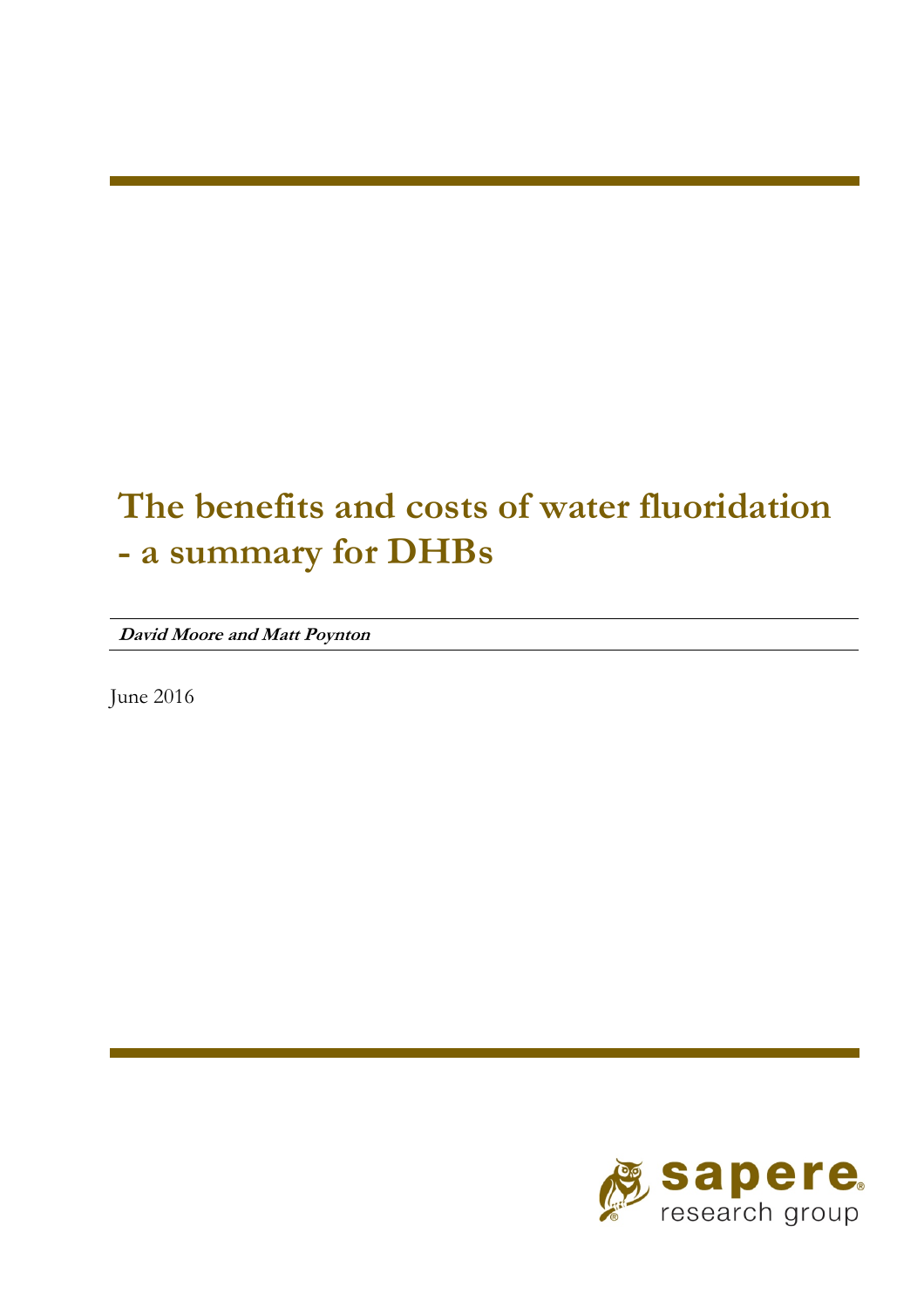# The benefits and costs of water fluoridation - a summary for DHBs

***David Moore and Matt Poynton***

June 2016

sapere research group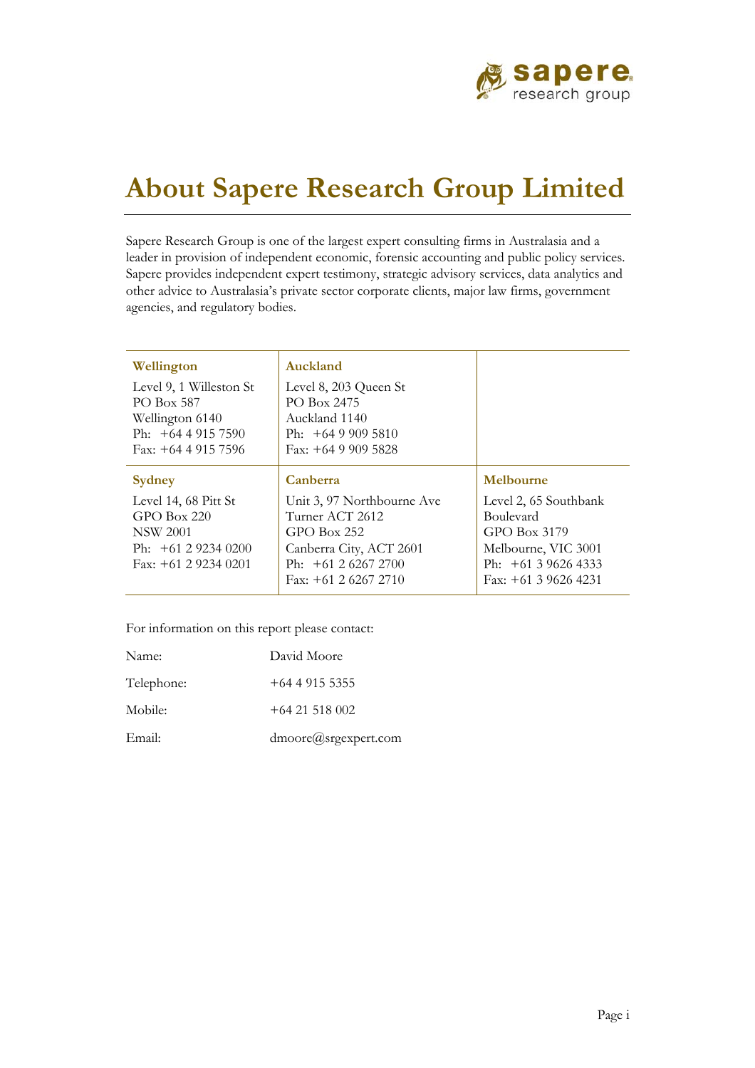# About Sapere Research Group Limited

Sapere Research Group is one of the largest expert consulting firms in Australasia and a leader in provision of independent economic, forensic accounting and public policy services. Sapere provides independent expert testimony, strategic advisory services, data analytics and other advice to Australasia's private sector corporate clients, major law firms, government agencies, and regulatory bodies.

| **Wellington** | **Auckland** | |
|---|---|---|
| Level 9, 1 Willeston St<br>PO Box 587<br>Wellington 6140<br>Ph: +64 4 915 7590<br>Fax: +64 4 915 7596 | Level 8, 203 Queen St<br>PO Box 2475<br>Auckland 1140<br>Ph: +64 9 909 5810<br>Fax: +64 9 909 5828 | |
| **Sydney** | **Canberra** | **Melbourne** |
| Level 14, 68 Pitt St<br>GPO Box 220<br>NSW 2001<br>Ph: +61 2 9234 0200<br>Fax: +61 2 9234 0201 | Unit 3, 97 Northbourne Ave<br>Turner ACT 2612<br>GPO Box 252<br>Canberra City, ACT 2601<br>Ph: +61 2 6267 2700<br>Fax: +61 2 6267 2710 | Level 2, 65 Southbank Boulevard<br>GPO Box 3179<br>Melbourne, VIC 3001<br>Ph: +61 3 9626 4333<br>Fax: +61 3 9626 4231 |

For information on this report please contact:

| | |
|---|---|
| Name: | David Moore |
| Telephone: | +64 4 915 5355 |
| Mobile: | +64 21 518 002 |
| Email: | dmoore@srgexpert.com |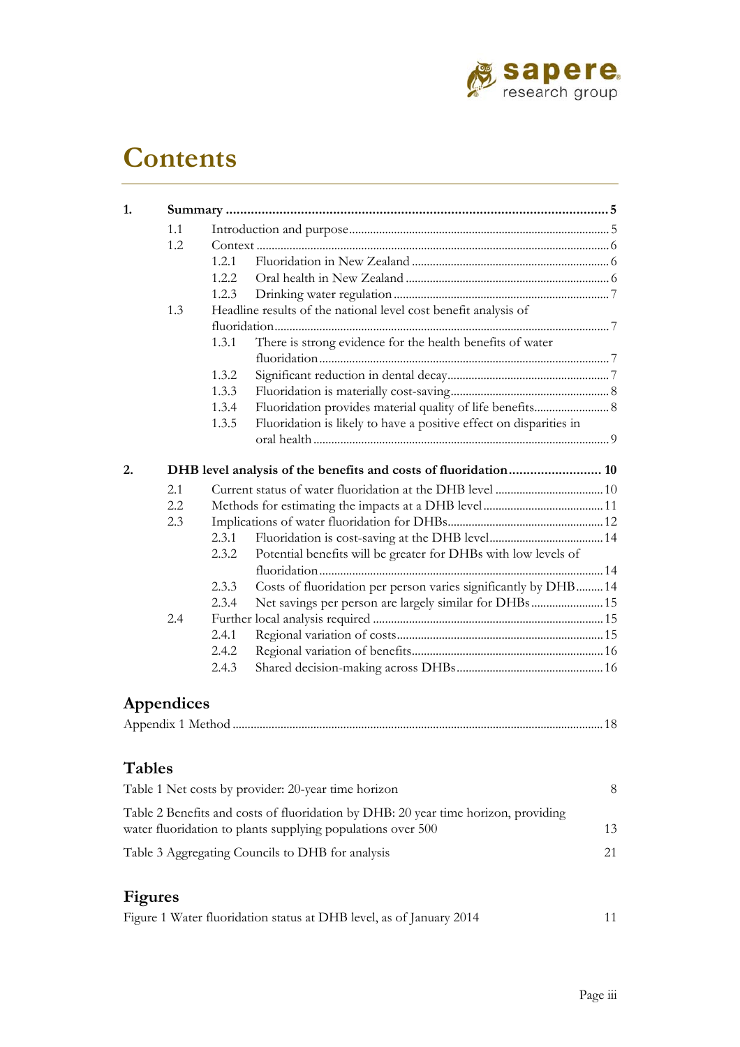# Contents

1. **Summary** ........................................................................................................... **5**
   - 1.1 Introduction and purpose ........................................................................ 5
   - 1.2 Context ................................................................................................... 6
     - 1.2.1 Fluoridation in New Zealand ..................................................... 6
     - 1.2.2 Oral health in New Zealand ....................................................... 6
     - 1.2.3 Drinking water regulation .......................................................... 7
   - 1.3 Headline results of the national level cost benefit analysis of fluoridation ............................................................................................... 7
     - 1.3.1 There is strong evidence for the health benefits of water fluoridation .................................................................................. 7
     - 1.3.2 Significant reduction in dental decay ......................................... 7
     - 1.3.3 Fluoridation is materially cost-saving ........................................ 8
     - 1.3.4 Fluoridation provides material quality of life benefits ................ 8
     - 1.3.5 Fluoridation is likely to have a positive effect on disparities in oral health .................................................................................... 9
2. **DHB level analysis of the benefits and costs of fluoridation** .......................... **10**
   - 2.1 Current status of water fluoridation at the DHB level .......................... 10
   - 2.2 Methods for estimating the impacts at a DHB level ............................. 11
   - 2.3 Implications of water fluoridation for DHBs ........................................ 12
     - 2.3.1 Fluoridation is cost-saving at the DHB level ............................ 14
     - 2.3.2 Potential benefits will be greater for DHBs with low levels of fluoridation ................................................................................ 14
     - 2.3.3 Costs of fluoridation per person varies significantly by DHB ......... 14
     - 2.3.4 Net savings per person are largely similar for DHBs ............... 15
   - 2.4 Further local analysis required ............................................................. 15
     - 2.4.1 Regional variation of costs ....................................................... 15
     - 2.4.2 Regional variation of benefits ................................................... 16
     - 2.4.3 Shared decision-making across DHBs ...................................... 16

## Appendices

Appendix 1 Method ......................................................................................................... 18

## Tables

Table 1 Net costs by provider: 20-year time horizon 8

Table 2 Benefits and costs of fluoridation by DHB: 20 year time horizon, providing water fluoridation to plants supplying populations over 500 13

Table 3 Aggregating Councils to DHB for analysis 21

## Figures

Figure 1 Water fluoridation status at DHB level, as of January 2014 11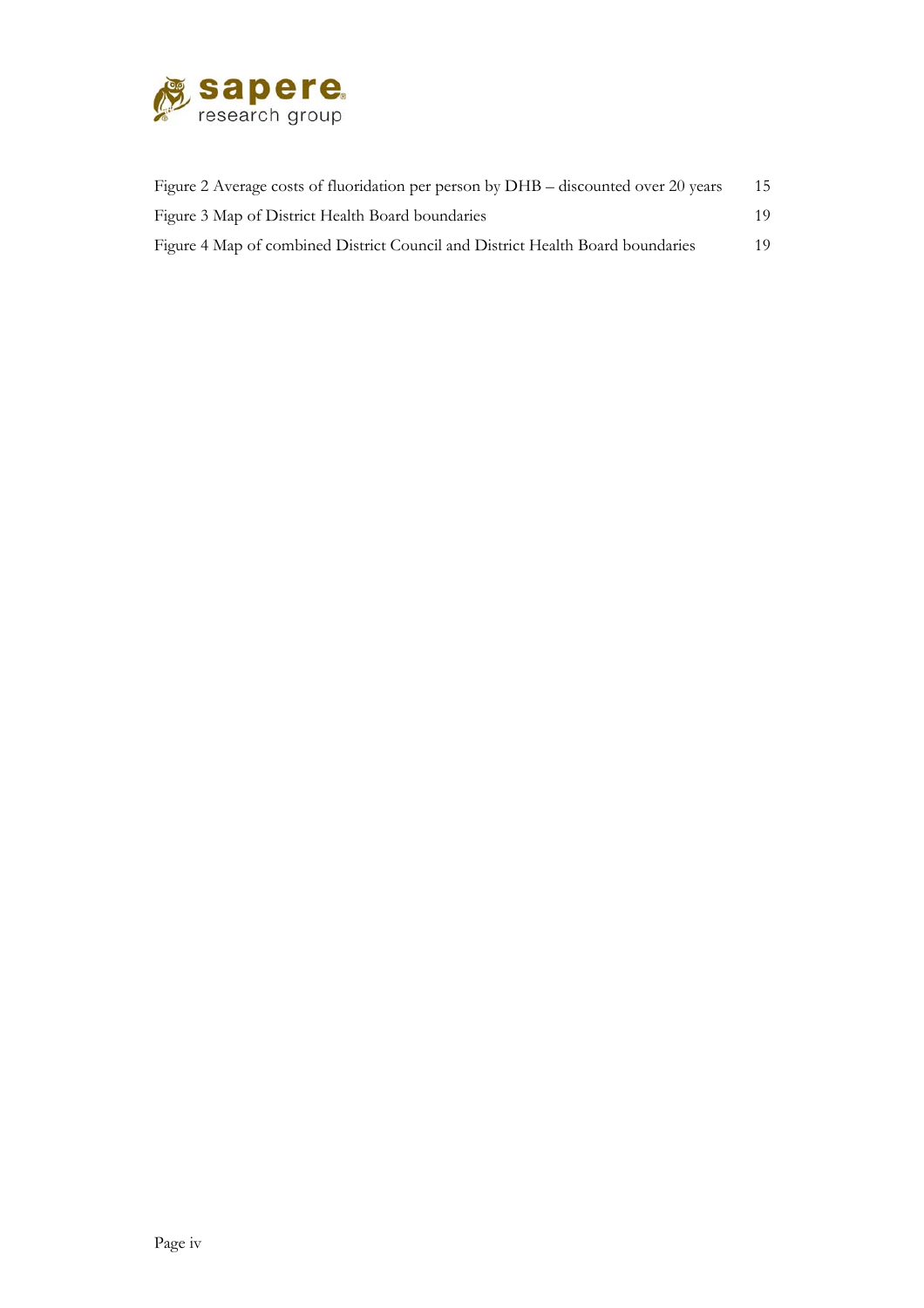Figure 2 Average costs of fluoridation per person by DHB – discounted over 20 years 15

Figure 3 Map of District Health Board boundaries 19

Figure 4 Map of combined District Council and District Health Board boundaries 19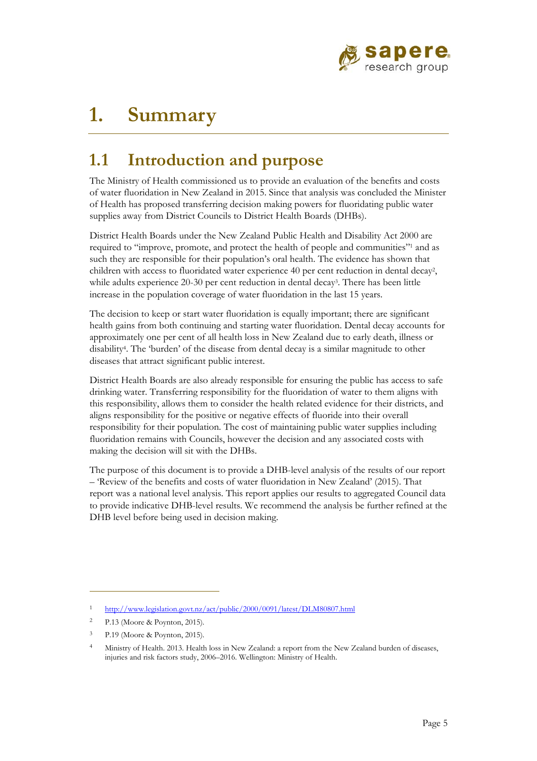# 1. Summary

## 1.1 Introduction and purpose

The Ministry of Health commissioned us to provide an evaluation of the benefits and costs of water fluoridation in New Zealand in 2015. Since that analysis was concluded the Minister of Health has proposed transferring decision making powers for fluoridating public water supplies away from District Councils to District Health Boards (DHBs).

District Health Boards under the New Zealand Public Health and Disability Act 2000 are required to "improve, promote, and protect the health of people and communities"[1] and as such they are responsible for their population's oral health. The evidence has shown that children with access to fluoridated water experience 40 per cent reduction in dental decay[2], while adults experience 20-30 per cent reduction in dental decay[3]. There has been little increase in the population coverage of water fluoridation in the last 15 years.

The decision to keep or start water fluoridation is equally important; there are significant health gains from both continuing and starting water fluoridation. Dental decay accounts for approximately one per cent of all health loss in New Zealand due to early death, illness or disability[4]. The 'burden' of the disease from dental decay is a similar magnitude to other diseases that attract significant public interest.

District Health Boards are also already responsible for ensuring the public has access to safe drinking water. Transferring responsibility for the fluoridation of water to them aligns with this responsibility, allows them to consider the health related evidence for their districts, and aligns responsibility for the positive or negative effects of fluoride into their overall responsibility for their population. The cost of maintaining public water supplies including fluoridation remains with Councils, however the decision and any associated costs with making the decision will sit with the DHBs.

The purpose of this document is to provide a DHB-level analysis of the results of our report – 'Review of the benefits and costs of water fluoridation in New Zealand' (2015). That report was a national level analysis. This report applies our results to aggregated Council data to provide indicative DHB-level results. We recommend the analysis be further refined at the DHB level before being used in decision making.

---

1. http://www.legislation.govt.nz/act/public/2000/0091/latest/DLM80807.html
2. P.13 (Moore & Poynton, 2015).
3. P.19 (Moore & Poynton, 2015).
4. Ministry of Health. 2013. Health loss in New Zealand: a report from the New Zealand burden of diseases, injuries and risk factors study, 2006–2016. Wellington: Ministry of Health.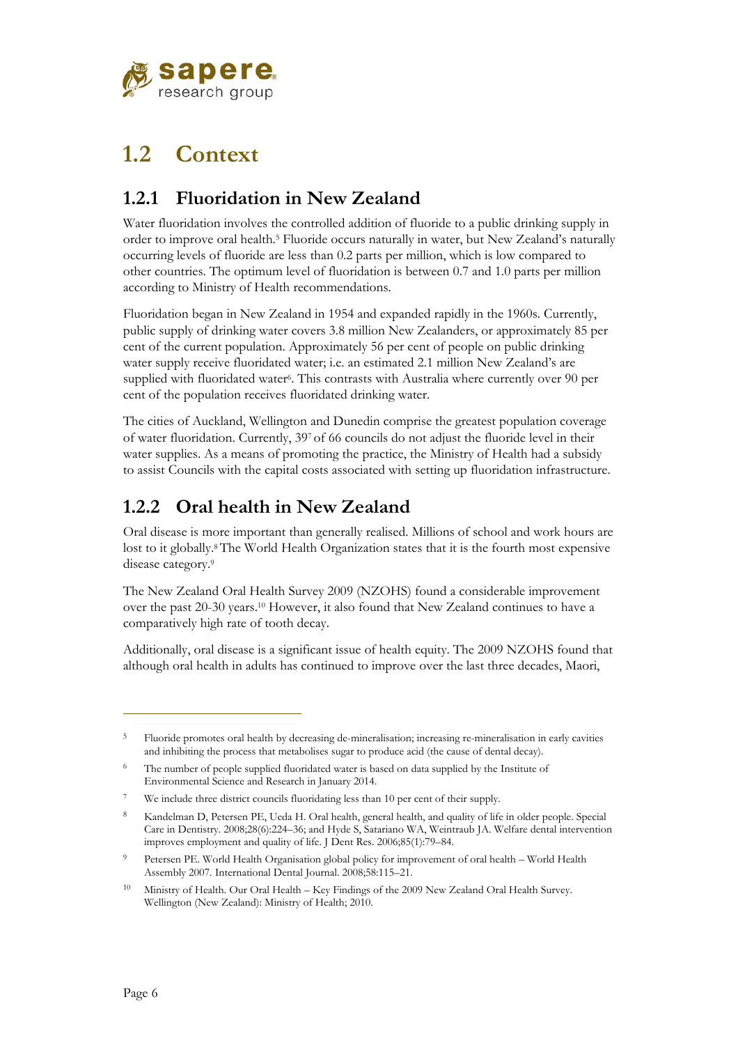## 1.2 Context

### 1.2.1 Fluoridation in New Zealand

Water fluoridation involves the controlled addition of fluoride to a public drinking supply in order to improve oral health.[5] Fluoride occurs naturally in water, but New Zealand's naturally occurring levels of fluoride are less than 0.2 parts per million, which is low compared to other countries. The optimum level of fluoridation is between 0.7 and 1.0 parts per million according to Ministry of Health recommendations.

Fluoridation began in New Zealand in 1954 and expanded rapidly in the 1960s. Currently, public supply of drinking water covers 3.8 million New Zealanders, or approximately 85 per cent of the current population. Approximately 56 per cent of people on public drinking water supply receive fluoridated water; i.e. an estimated 2.1 million New Zealand's are supplied with fluoridated water[6]. This contrasts with Australia where currently over 90 per cent of the population receives fluoridated drinking water.

The cities of Auckland, Wellington and Dunedin comprise the greatest population coverage of water fluoridation. Currently, 39[7] of 66 councils do not adjust the fluoride level in their water supplies. As a means of promoting the practice, the Ministry of Health had a subsidy to assist Councils with the capital costs associated with setting up fluoridation infrastructure.

### 1.2.2 Oral health in New Zealand

Oral disease is more important than generally realised. Millions of school and work hours are lost to it globally.[8] The World Health Organization states that it is the fourth most expensive disease category.[9]

The New Zealand Oral Health Survey 2009 (NZOHS) found a considerable improvement over the past 20-30 years.[10] However, it also found that New Zealand continues to have a comparatively high rate of tooth decay.

Additionally, oral disease is a significant issue of health equity. The 2009 NZOHS found that although oral health in adults has continued to improve over the last three decades, Maori,

---

[5] Fluoride promotes oral health by decreasing de-mineralisation; increasing re-mineralisation in early cavities and inhibiting the process that metabolises sugar to produce acid (the cause of dental decay).

[6] The number of people supplied fluoridated water is based on data supplied by the Institute of Environmental Science and Research in January 2014.

[7] We include three district councils fluoridating less than 10 per cent of their supply.

[8] Kandelman D, Petersen PE, Ueda H. Oral health, general health, and quality of life in older people. Special Care in Dentistry. 2008;28(6):224–36; and Hyde S, Satariano WA, Weintraub JA. Welfare dental intervention improves employment and quality of life. J Dent Res. 2006;85(1):79–84.

[9] Petersen PE. World Health Organisation global policy for improvement of oral health – World Health Assembly 2007. International Dental Journal. 2008;58:115–21.

[10] Ministry of Health. Our Oral Health – Key Findings of the 2009 New Zealand Oral Health Survey. Wellington (New Zealand): Ministry of Health; 2010.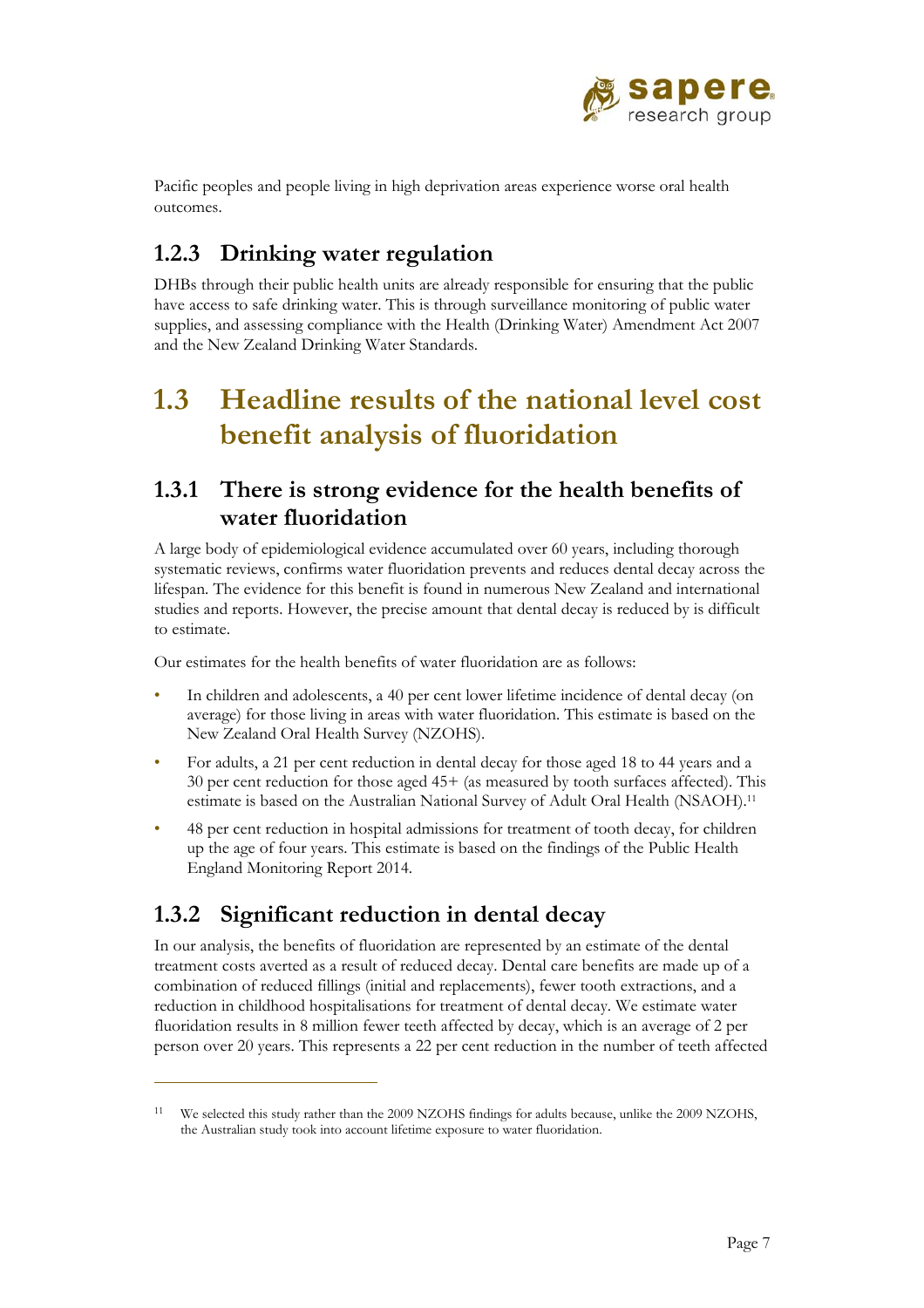Pacific peoples and people living in high deprivation areas experience worse oral health outcomes.

### 1.2.3 Drinking water regulation

DHBs through their public health units are already responsible for ensuring that the public have access to safe drinking water. This is through surveillance monitoring of public water supplies, and assessing compliance with the Health (Drinking Water) Amendment Act 2007 and the New Zealand Drinking Water Standards.

## 1.3 Headline results of the national level cost benefit analysis of fluoridation

### 1.3.1 There is strong evidence for the health benefits of water fluoridation

A large body of epidemiological evidence accumulated over 60 years, including thorough systematic reviews, confirms water fluoridation prevents and reduces dental decay across the lifespan. The evidence for this benefit is found in numerous New Zealand and international studies and reports. However, the precise amount that dental decay is reduced by is difficult to estimate.

Our estimates for the health benefits of water fluoridation are as follows:

- In children and adolescents, a 40 per cent lower lifetime incidence of dental decay (on average) for those living in areas with water fluoridation. This estimate is based on the New Zealand Oral Health Survey (NZOHS).
- For adults, a 21 per cent reduction in dental decay for those aged 18 to 44 years and a 30 per cent reduction for those aged 45+ (as measured by tooth surfaces affected). This estimate is based on the Australian National Survey of Adult Oral Health (NSAOH).[11]
- 48 per cent reduction in hospital admissions for treatment of tooth decay, for children up the age of four years. This estimate is based on the findings of the Public Health England Monitoring Report 2014.

### 1.3.2 Significant reduction in dental decay

In our analysis, the benefits of fluoridation are represented by an estimate of the dental treatment costs averted as a result of reduced decay. Dental care benefits are made up of a combination of reduced fillings (initial and replacements), fewer tooth extractions, and a reduction in childhood hospitalisations for treatment of dental decay. We estimate water fluoridation results in 8 million fewer teeth affected by decay, which is an average of 2 per person over 20 years. This represents a 22 per cent reduction in the number of teeth affected

[11] We selected this study rather than the 2009 NZOHS findings for adults because, unlike the 2009 NZOHS, the Australian study took into account lifetime exposure to water fluoridation.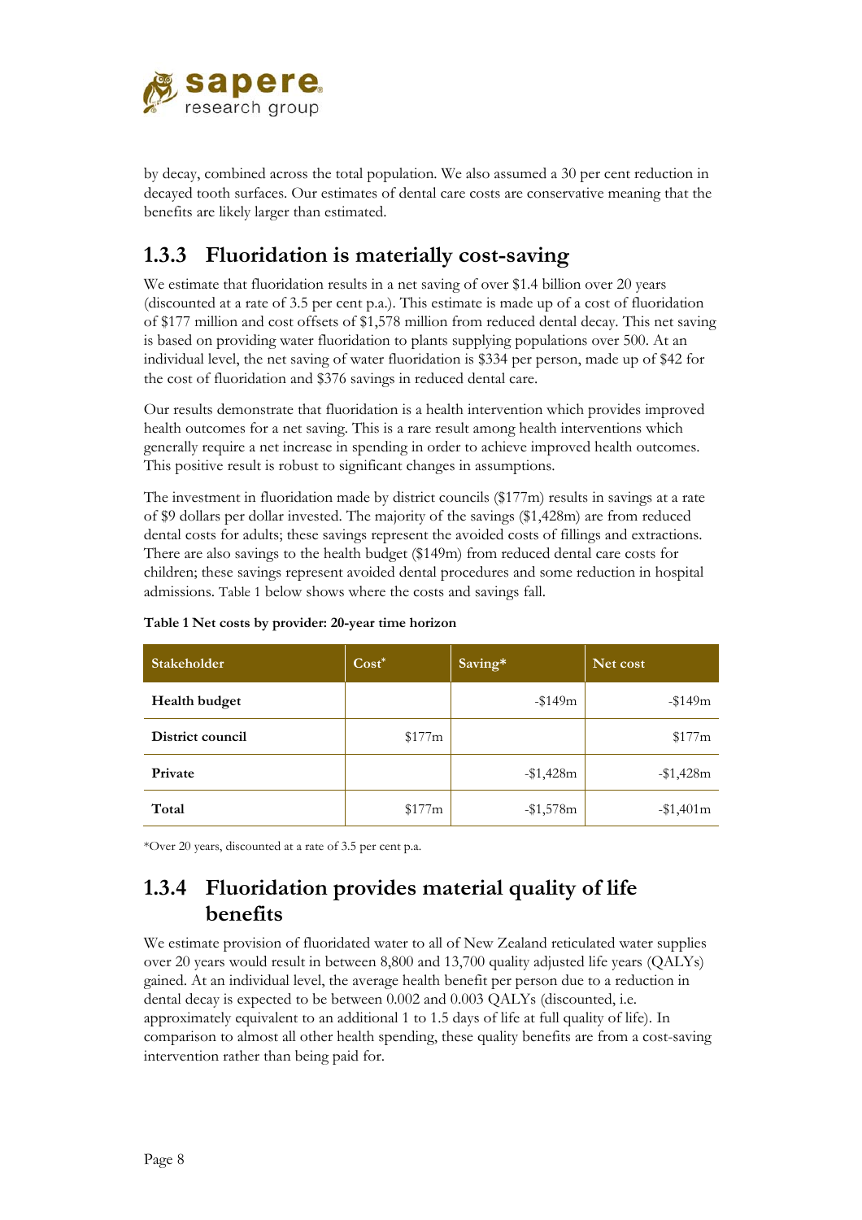by decay, combined across the total population. We also assumed a 30 per cent reduction in decayed tooth surfaces. Our estimates of dental care costs are conservative meaning that the benefits are likely larger than estimated.

### 1.3.3 Fluoridation is materially cost-saving

We estimate that fluoridation results in a net saving of over $1.4 billion over 20 years (discounted at a rate of 3.5 per cent p.a.). This estimate is made up of a cost of fluoridation of $177 million and cost offsets of $1,578 million from reduced dental decay. This net saving is based on providing water fluoridation to plants supplying populations over 500. At an individual level, the net saving of water fluoridation is $334 per person, made up of $42 for the cost of fluoridation and $376 savings in reduced dental care.

Our results demonstrate that fluoridation is a health intervention which provides improved health outcomes for a net saving. This is a rare result among health interventions which generally require a net increase in spending in order to achieve improved health outcomes. This positive result is robust to significant changes in assumptions.

The investment in fluoridation made by district councils ($177m) results in savings at a rate of $9 dollars per dollar invested. The majority of the savings ($1,428m) are from reduced dental costs for adults; these savings represent the avoided costs of fillings and extractions. There are also savings to the health budget ($149m) from reduced dental care costs for children; these savings represent avoided dental procedures and some reduction in hospital admissions. Table 1 below shows where the costs and savings fall.

**Table 1 Net costs by provider: 20-year time horizon**

| Stakeholder | Cost* | Saving* | Net cost |
|---|---|---|---|
| **Health budget** | | -$149m | -$149m |
| **District council** | $177m | | $177m |
| **Private** | | -$1,428m | -$1,428m |
| **Total** | $177m | -$1,578m | -$1,401m |

*Over 20 years, discounted at a rate of 3.5 per cent p.a.

### 1.3.4 Fluoridation provides material quality of life benefits

We estimate provision of fluoridated water to all of New Zealand reticulated water supplies over 20 years would result in between 8,800 and 13,700 quality adjusted life years (QALYs) gained. At an individual level, the average health benefit per person due to a reduction in dental decay is expected to be between 0.002 and 0.003 QALYs (discounted, i.e. approximately equivalent to an additional 1 to 1.5 days of life at full quality of life). In comparison to almost all other health spending, these quality benefits are from a cost-saving intervention rather than being paid for.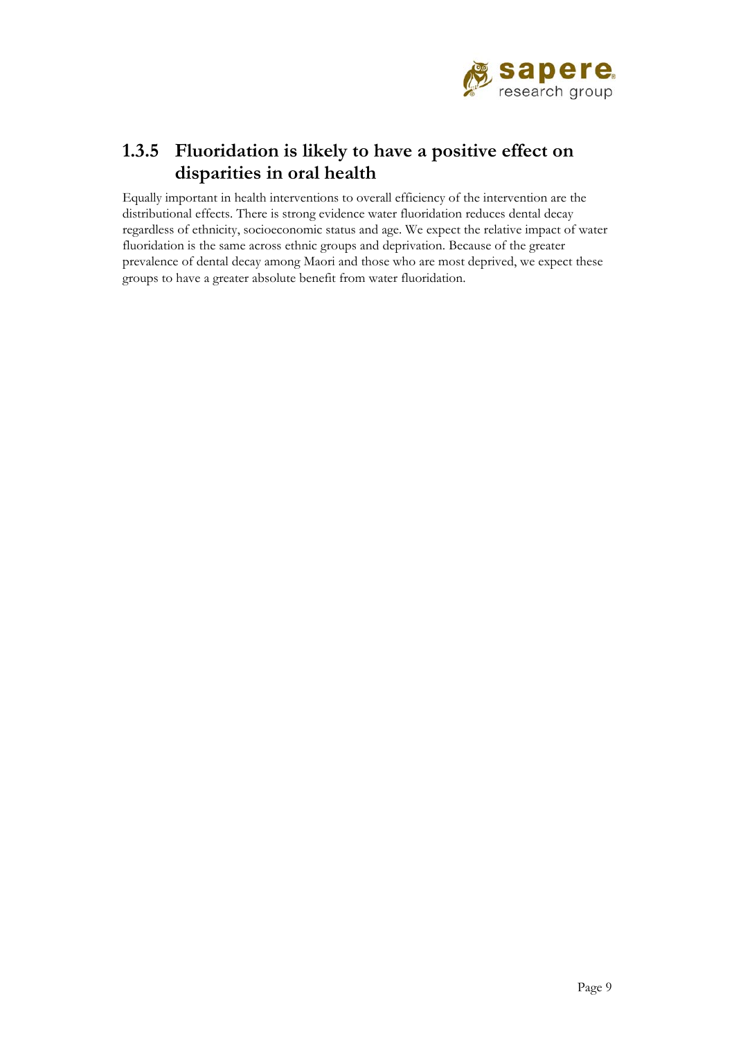### 1.3.5 Fluoridation is likely to have a positive effect on disparities in oral health

Equally important in health interventions to overall efficiency of the intervention are the distributional effects. There is strong evidence water fluoridation reduces dental decay regardless of ethnicity, socioeconomic status and age. We expect the relative impact of water fluoridation is the same across ethnic groups and deprivation. Because of the greater prevalence of dental decay among Maori and those who are most deprived, we expect these groups to have a greater absolute benefit from water fluoridation.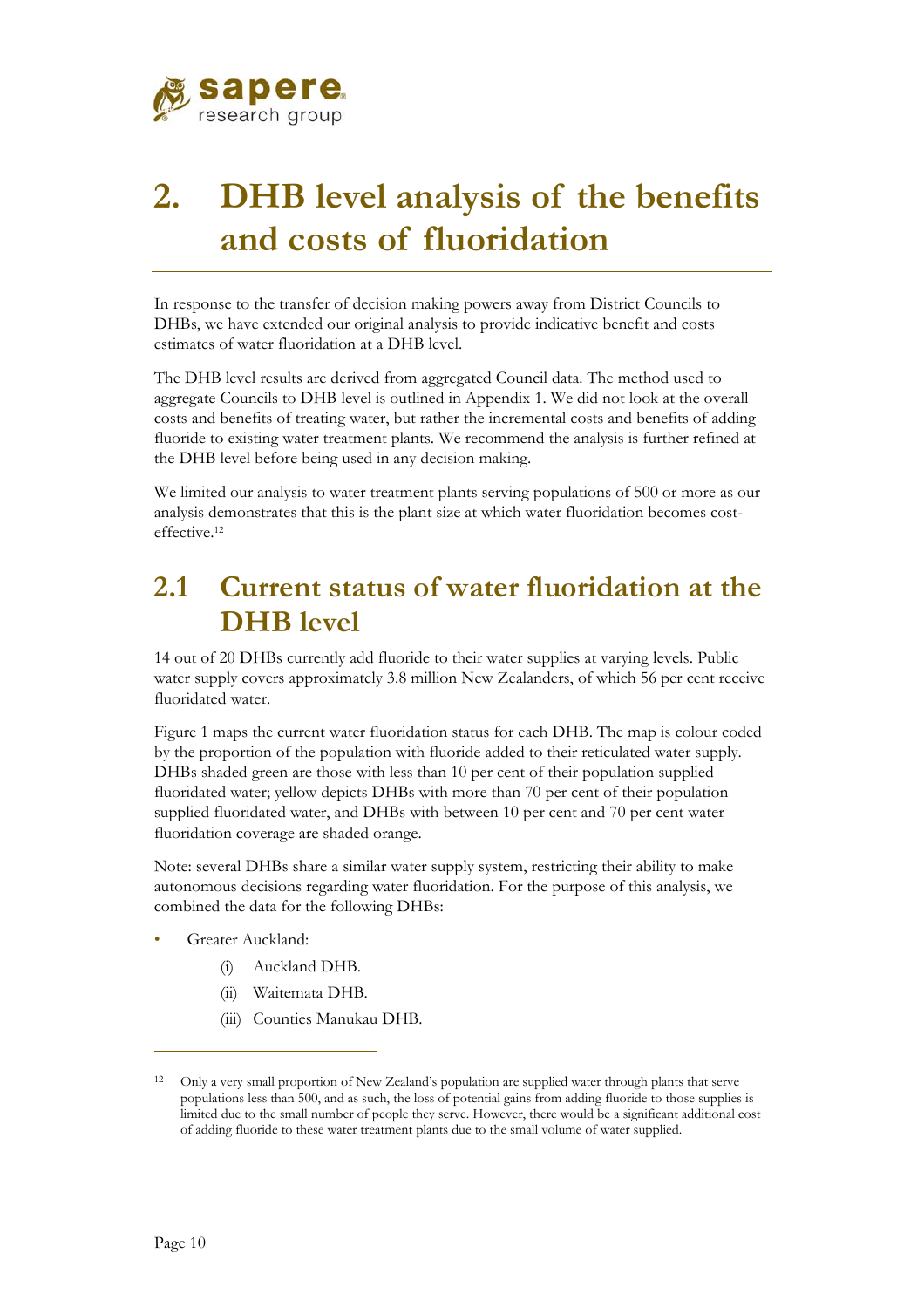# 2. DHB level analysis of the benefits and costs of fluoridation

In response to the transfer of decision making powers away from District Councils to DHBs, we have extended our original analysis to provide indicative benefit and costs estimates of water fluoridation at a DHB level.

The DHB level results are derived from aggregated Council data. The method used to aggregate Councils to DHB level is outlined in Appendix 1. We did not look at the overall costs and benefits of treating water, but rather the incremental costs and benefits of adding fluoride to existing water treatment plants. We recommend the analysis is further refined at the DHB level before being used in any decision making.

We limited our analysis to water treatment plants serving populations of 500 or more as our analysis demonstrates that this is the plant size at which water fluoridation becomes cost-effective.[12]

## 2.1 Current status of water fluoridation at the DHB level

14 out of 20 DHBs currently add fluoride to their water supplies at varying levels. Public water supply covers approximately 3.8 million New Zealanders, of which 56 per cent receive fluoridated water.

Figure 1 maps the current water fluoridation status for each DHB. The map is colour coded by the proportion of the population with fluoride added to their reticulated water supply. DHBs shaded green are those with less than 10 per cent of their population supplied fluoridated water; yellow depicts DHBs with more than 70 per cent of their population supplied fluoridated water, and DHBs with between 10 per cent and 70 per cent water fluoridation coverage are shaded orange.

Note: several DHBs share a similar water supply system, restricting their ability to make autonomous decisions regarding water fluoridation. For the purpose of this analysis, we combined the data for the following DHBs:

- Greater Auckland:
  - (i) Auckland DHB.
  - (ii) Waitemata DHB.
  - (iii) Counties Manukau DHB.

---

[12] Only a very small proportion of New Zealand's population are supplied water through plants that serve populations less than 500, and as such, the loss of potential gains from adding fluoride to those supplies is limited due to the small number of people they serve. However, there would be a significant additional cost of adding fluoride to these water treatment plants due to the small volume of water supplied.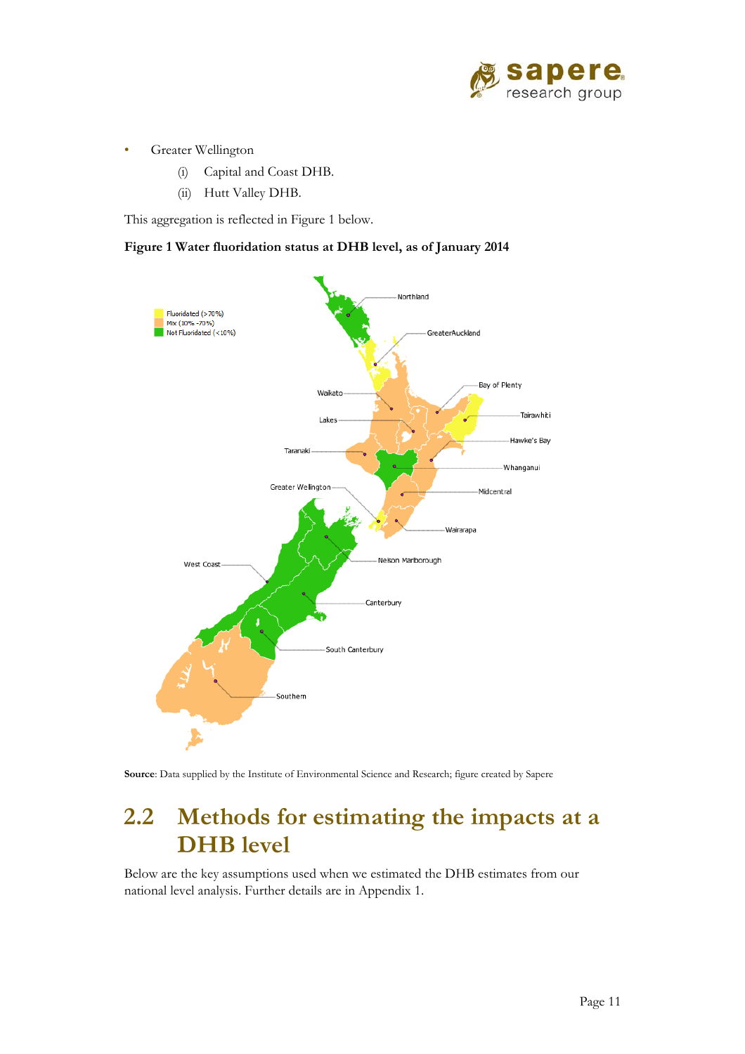- Greater Wellington
  - (i) Capital and Coast DHB.
  - (ii) Hutt Valley DHB.

This aggregation is reflected in Figure 1 below.

**Figure 1 Water fluoridation status at DHB level, as of January 2014**

Fluoridated (>70%)
Mix (10% -70%)
Not Fluoridated (<10%)

Northland
GreaterAuckland
Bay of Plenty
Waikato
Tairawhiti
Lakes
Hawke's Bay
Taranaki
Whanganui
Greater Wellington
Midcentral
Wairarapa
Nelson Marlborough
West Coast
Canterbury
South Canterbury
Southern

**Source**: Data supplied by the Institute of Environmental Science and Research; figure created by Sapere

## 2.2 Methods for estimating the impacts at a DHB level

Below are the key assumptions used when we estimated the DHB estimates from our national level analysis. Further details are in Appendix 1.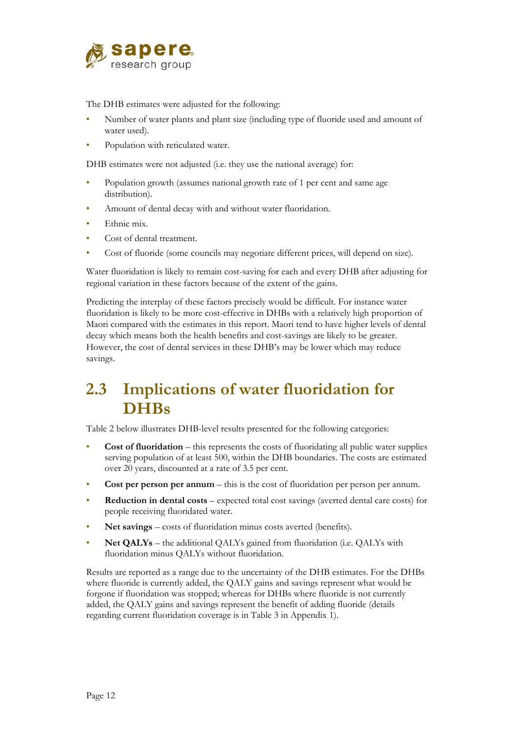The DHB estimates were adjusted for the following:

- Number of water plants and plant size (including type of fluoride used and amount of water used).
- Population with reticulated water.

DHB estimates were not adjusted (i.e. they use the national average) for:

- Population growth (assumes national growth rate of 1 per cent and same age distribution).
- Amount of dental decay with and without water fluoridation.
- Ethnic mix.
- Cost of dental treatment.
- Cost of fluoride (some councils may negotiate different prices, will depend on size).

Water fluoridation is likely to remain cost-saving for each and every DHB after adjusting for regional variation in these factors because of the extent of the gains.

Predicting the interplay of these factors precisely would be difficult. For instance water fluoridation is likely to be more cost-effective in DHBs with a relatively high proportion of Maori compared with the estimates in this report. Maori tend to have higher levels of dental decay which means both the health benefits and cost-savings are likely to be greater. However, the cost of dental services in these DHB's may be lower which may reduce savings.

## 2.3 Implications of water fluoridation for DHBs

Table 2 below illustrates DHB-level results presented for the following categories:

- **Cost of fluoridation** – this represents the costs of fluoridating all public water supplies serving population of at least 500, within the DHB boundaries. The costs are estimated over 20 years, discounted at a rate of 3.5 per cent.
- **Cost per person per annum** – this is the cost of fluoridation per person per annum.
- **Reduction in dental costs** – expected total cost savings (averted dental care costs) for people receiving fluoridated water.
- **Net savings** – costs of fluoridation minus costs averted (benefits).
- **Net QALYs** – the additional QALYs gained from fluoridation (i.e. QALYs with fluoridation minus QALYs without fluoridation.

Results are reported as a range due to the uncertainty of the DHB estimates. For the DHBs where fluoride is currently added, the QALY gains and savings represent what would be forgone if fluoridation was stopped; whereas for DHBs where fluoride is not currently added, the QALY gains and savings represent the benefit of adding fluoride (details regarding current fluoridation coverage is in Table 3 in Appendix 1).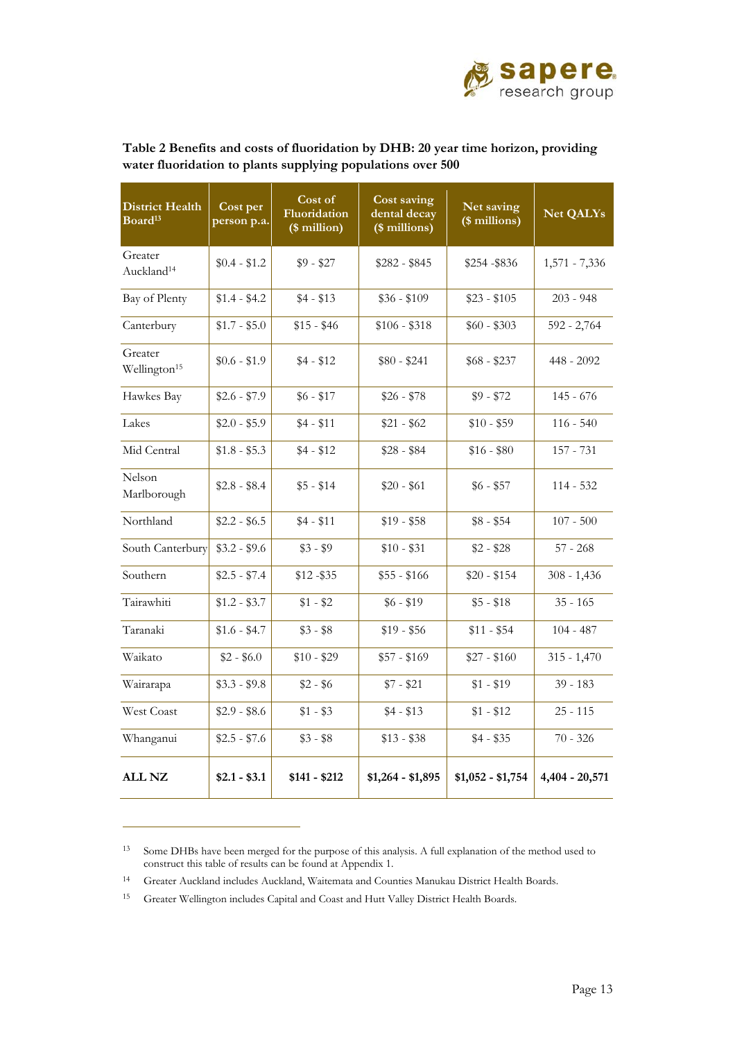**Table 2 Benefits and costs of fluoridation by DHB: 20 year time horizon, providing water fluoridation to plants supplying populations over 500**

| District Health Board[13] | Cost per person p.a. | Cost of Fluoridation ($ million) | Cost saving dental decay ($ millions) | Net saving ($ millions) | Net QALYs |
|---|---|---|---|---|---|
| Greater Auckland[14] | $0.4 - $1.2 | $9 - $27 | $282 - $845 | $254 -$836 | 1,571 - 7,336 |
| Bay of Plenty | $1.4 - $4.2 | $4 - $13 | $36 - $109 | $23 - $105 | 203 - 948 |
| Canterbury | $1.7 - $5.0 | $15 - $46 | $106 - $318 | $60 - $303 | 592 - 2,764 |
| Greater Wellington[15] | $0.6 - $1.9 | $4 - $12 | $80 - $241 | $68 - $237 | 448 - 2092 |
| Hawkes Bay | $2.6 - $7.9 | $6 - $17 | $26 - $78 | $9 - $72 | 145 - 676 |
| Lakes | $2.0 - $5.9 | $4 - $11 | $21 - $62 | $10 - $59 | 116 - 540 |
| Mid Central | $1.8 - $5.3 | $4 - $12 | $28 - $84 | $16 - $80 | 157 - 731 |
| Nelson Marlborough | $2.8 - $8.4 | $5 - $14 | $20 - $61 | $6 - $57 | 114 - 532 |
| Northland | $2.2 - $6.5 | $4 - $11 | $19 - $58 | $8 - $54 | 107 - 500 |
| South Canterbury | $3.2 - $9.6 | $3 - $9 | $10 - $31 | $2 - $28 | 57 - 268 |
| Southern | $2.5 - $7.4 | $12 -$35 | $55 - $166 | $20 - $154 | 308 - 1,436 |
| Tairawhiti | $1.2 - $3.7 | $1 - $2 | $6 - $19 | $5 - $18 | 35 - 165 |
| Taranaki | $1.6 - $4.7 | $3 - $8 | $19 - $56 | $11 - $54 | 104 - 487 |
| Waikato | $2 - $6.0 | $10 - $29 | $57 - $169 | $27 - $160 | 315 - 1,470 |
| Wairarapa | $3.3 - $9.8 | $2 - $6 | $7 - $21 | $1 - $19 | 39 - 183 |
| West Coast | $2.9 - $8.6 | $1 - $3 | $4 - $13 | $1 - $12 | 25 - 115 |
| Whanganui | $2.5 - $7.6 | $3 - $8 | $13 - $38 | $4 - $35 | 70 - 326 |
| **ALL NZ** | **$2.1 - $3.1** | **$141 - $212** | **$1,264 - $1,895** | **$1,052 - $1,754** | **4,404 - 20,571** |

[13] Some DHBs have been merged for the purpose of this analysis. A full explanation of the method used to construct this table of results can be found at Appendix 1.

[14] Greater Auckland includes Auckland, Waitemata and Counties Manukau District Health Boards.

[15] Greater Wellington includes Capital and Coast and Hutt Valley District Health Boards.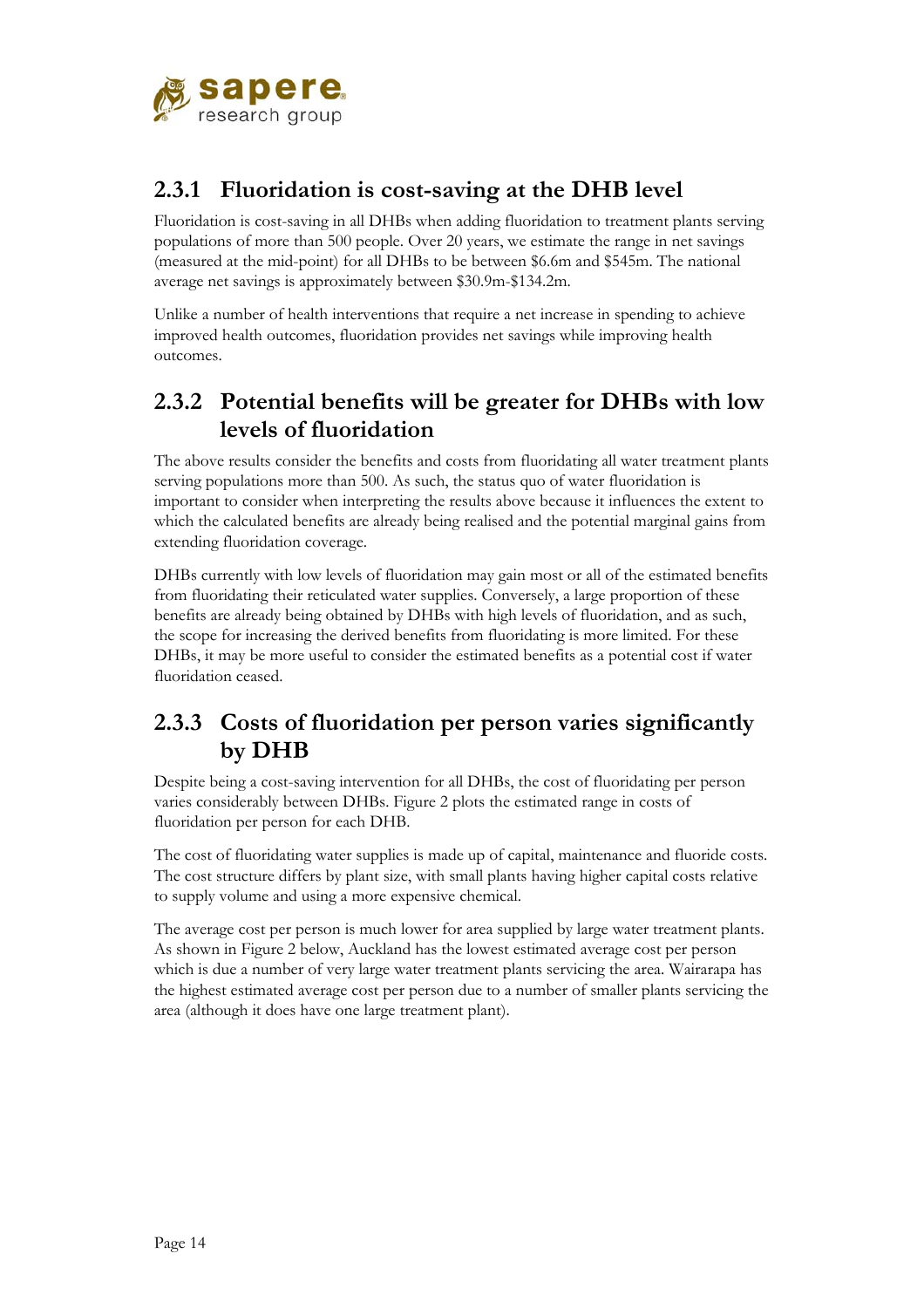### 2.3.1 Fluoridation is cost-saving at the DHB level

Fluoridation is cost-saving in all DHBs when adding fluoridation to treatment plants serving populations of more than 500 people. Over 20 years, we estimate the range in net savings (measured at the mid-point) for all DHBs to be between $6.6m and $545m. The national average net savings is approximately between $30.9m-$134.2m.

Unlike a number of health interventions that require a net increase in spending to achieve improved health outcomes, fluoridation provides net savings while improving health outcomes.

### 2.3.2 Potential benefits will be greater for DHBs with low levels of fluoridation

The above results consider the benefits and costs from fluoridating all water treatment plants serving populations more than 500. As such, the status quo of water fluoridation is important to consider when interpreting the results above because it influences the extent to which the calculated benefits are already being realised and the potential marginal gains from extending fluoridation coverage.

DHBs currently with low levels of fluoridation may gain most or all of the estimated benefits from fluoridating their reticulated water supplies. Conversely, a large proportion of these benefits are already being obtained by DHBs with high levels of fluoridation, and as such, the scope for increasing the derived benefits from fluoridating is more limited. For these DHBs, it may be more useful to consider the estimated benefits as a potential cost if water fluoridation ceased.

### 2.3.3 Costs of fluoridation per person varies significantly by DHB

Despite being a cost-saving intervention for all DHBs, the cost of fluoridating per person varies considerably between DHBs. Figure 2 plots the estimated range in costs of fluoridation per person for each DHB.

The cost of fluoridating water supplies is made up of capital, maintenance and fluoride costs. The cost structure differs by plant size, with small plants having higher capital costs relative to supply volume and using a more expensive chemical.

The average cost per person is much lower for area supplied by large water treatment plants. As shown in Figure 2 below, Auckland has the lowest estimated average cost per person which is due a number of very large water treatment plants servicing the area. Wairarapa has the highest estimated average cost per person due to a number of smaller plants servicing the area (although it does have one large treatment plant).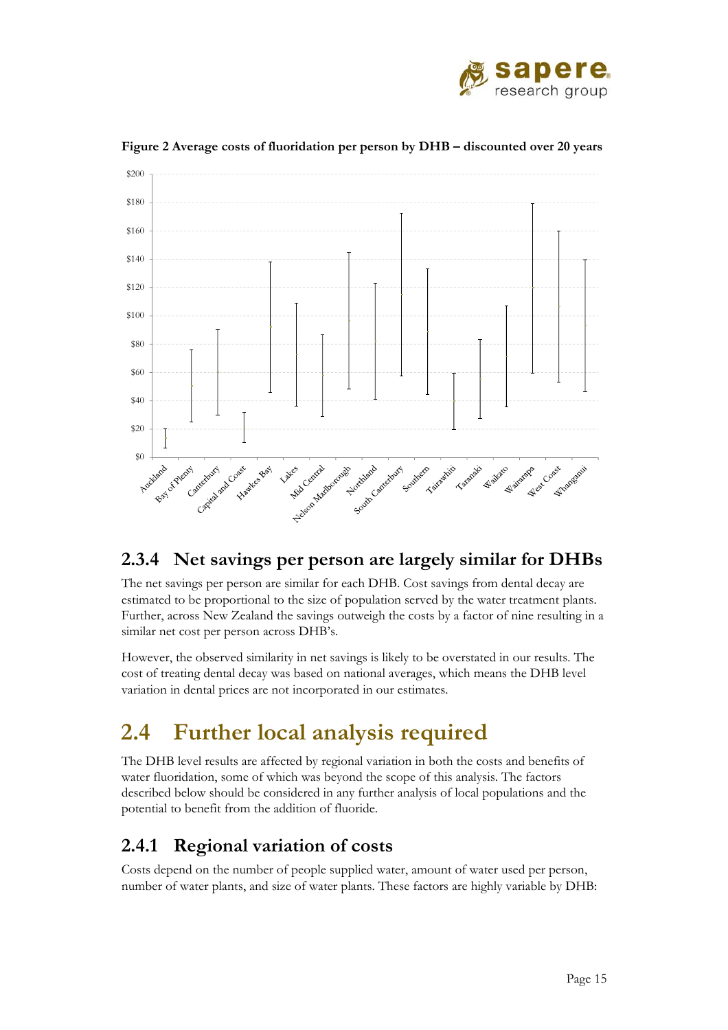**Figure 2 Average costs of fluoridation per person by DHB – discounted over 20 years**

### 2.3.4 Net savings per person are largely similar for DHBs

The net savings per person are similar for each DHB. Cost savings from dental decay are estimated to be proportional to the size of population served by the water treatment plants. Further, across New Zealand the savings outweigh the costs by a factor of nine resulting in a similar net cost per person across DHB's.

However, the observed similarity in net savings is likely to be overstated in our results. The cost of treating dental decay was based on national averages, which means the DHB level variation in dental prices are not incorporated in our estimates.

## 2.4 Further local analysis required

The DHB level results are affected by regional variation in both the costs and benefits of water fluoridation, some of which was beyond the scope of this analysis. The factors described below should be considered in any further analysis of local populations and the potential to benefit from the addition of fluoride.

### 2.4.1 Regional variation of costs

Costs depend on the number of people supplied water, amount of water used per person, number of water plants, and size of water plants. These factors are highly variable by DHB: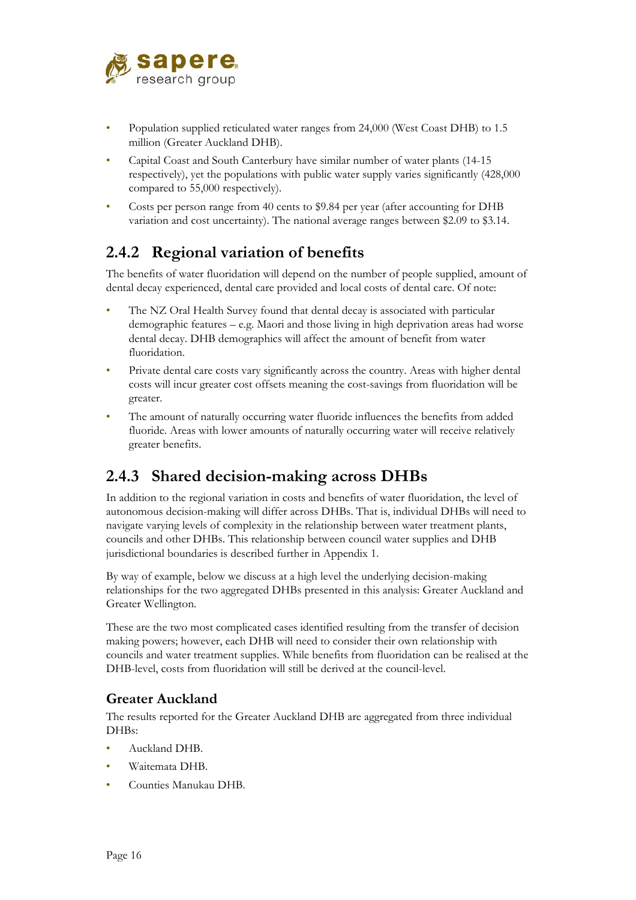- Population supplied reticulated water ranges from 24,000 (West Coast DHB) to 1.5 million (Greater Auckland DHB).
- Capital Coast and South Canterbury have similar number of water plants (14-15 respectively), yet the populations with public water supply varies significantly (428,000 compared to 55,000 respectively).
- Costs per person range from 40 cents to $9.84 per year (after accounting for DHB variation and cost uncertainty). The national average ranges between $2.09 to $3.14.

## 2.4.2 Regional variation of benefits

The benefits of water fluoridation will depend on the number of people supplied, amount of dental decay experienced, dental care provided and local costs of dental care. Of note:

- The NZ Oral Health Survey found that dental decay is associated with particular demographic features – e.g. Maori and those living in high deprivation areas had worse dental decay. DHB demographics will affect the amount of benefit from water fluoridation.
- Private dental care costs vary significantly across the country. Areas with higher dental costs will incur greater cost offsets meaning the cost-savings from fluoridation will be greater.
- The amount of naturally occurring water fluoride influences the benefits from added fluoride. Areas with lower amounts of naturally occurring water will receive relatively greater benefits.

## 2.4.3 Shared decision-making across DHBs

In addition to the regional variation in costs and benefits of water fluoridation, the level of autonomous decision-making will differ across DHBs. That is, individual DHBs will need to navigate varying levels of complexity in the relationship between water treatment plants, councils and other DHBs. This relationship between council water supplies and DHB jurisdictional boundaries is described further in Appendix 1.

By way of example, below we discuss at a high level the underlying decision-making relationships for the two aggregated DHBs presented in this analysis: Greater Auckland and Greater Wellington.

These are the two most complicated cases identified resulting from the transfer of decision making powers; however, each DHB will need to consider their own relationship with councils and water treatment supplies. While benefits from fluoridation can be realised at the DHB-level, costs from fluoridation will still be derived at the council-level.

### Greater Auckland

The results reported for the Greater Auckland DHB are aggregated from three individual DHBs:

- Auckland DHB.
- Waitemata DHB.
- Counties Manukau DHB.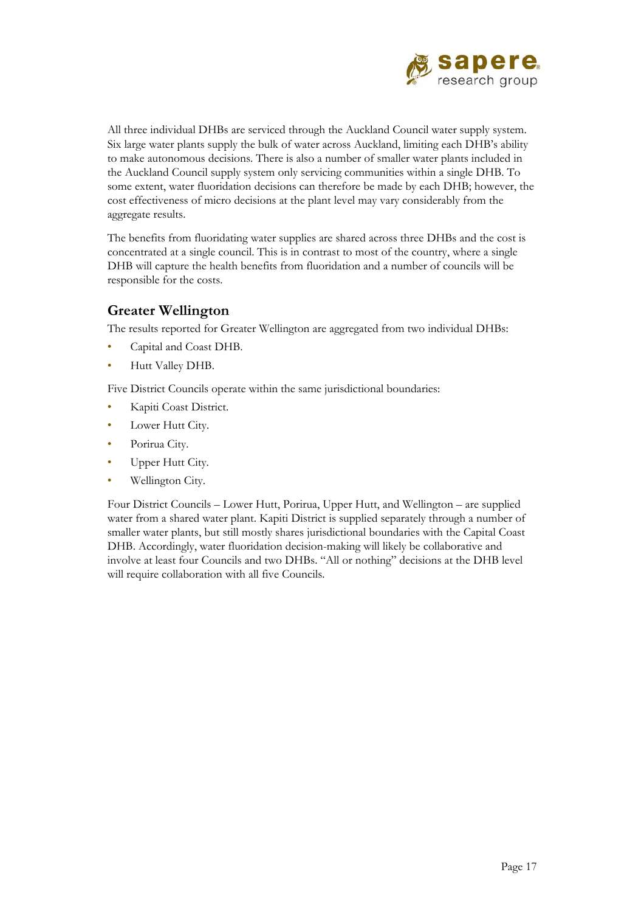All three individual DHBs are serviced through the Auckland Council water supply system. Six large water plants supply the bulk of water across Auckland, limiting each DHB's ability to make autonomous decisions. There is also a number of smaller water plants included in the Auckland Council supply system only servicing communities within a single DHB. To some extent, water fluoridation decisions can therefore be made by each DHB; however, the cost effectiveness of micro decisions at the plant level may vary considerably from the aggregate results.

The benefits from fluoridating water supplies are shared across three DHBs and the cost is concentrated at a single council. This is in contrast to most of the country, where a single DHB will capture the health benefits from fluoridation and a number of councils will be responsible for the costs.

## Greater Wellington

The results reported for Greater Wellington are aggregated from two individual DHBs:

- Capital and Coast DHB.
- Hutt Valley DHB.

Five District Councils operate within the same jurisdictional boundaries:

- Kapiti Coast District.
- Lower Hutt City.
- Porirua City.
- Upper Hutt City.
- Wellington City.

Four District Councils – Lower Hutt, Porirua, Upper Hutt, and Wellington – are supplied water from a shared water plant. Kapiti District is supplied separately through a number of smaller water plants, but still mostly shares jurisdictional boundaries with the Capital Coast DHB. Accordingly, water fluoridation decision-making will likely be collaborative and involve at least four Councils and two DHBs. "All or nothing" decisions at the DHB level will require collaboration with all five Councils.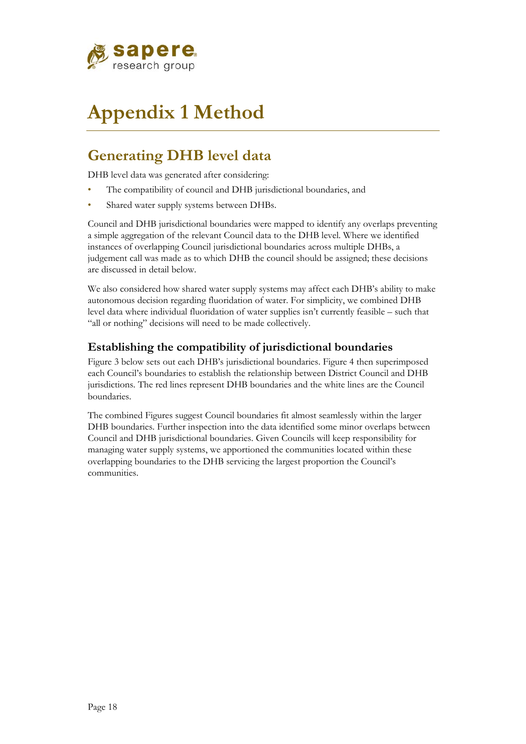# Appendix 1 Method

## Generating DHB level data

DHB level data was generated after considering:

- The compatibility of council and DHB jurisdictional boundaries, and
- Shared water supply systems between DHBs.

Council and DHB jurisdictional boundaries were mapped to identify any overlaps preventing a simple aggregation of the relevant Council data to the DHB level. Where we identified instances of overlapping Council jurisdictional boundaries across multiple DHBs, a judgement call was made as to which DHB the council should be assigned; these decisions are discussed in detail below.

We also considered how shared water supply systems may affect each DHB's ability to make autonomous decision regarding fluoridation of water. For simplicity, we combined DHB level data where individual fluoridation of water supplies isn't currently feasible – such that "all or nothing" decisions will need to be made collectively.

### Establishing the compatibility of jurisdictional boundaries

Figure 3 below sets out each DHB's jurisdictional boundaries. Figure 4 then superimposed each Council's boundaries to establish the relationship between District Council and DHB jurisdictions. The red lines represent DHB boundaries and the white lines are the Council boundaries.

The combined Figures suggest Council boundaries fit almost seamlessly within the larger DHB boundaries. Further inspection into the data identified some minor overlaps between Council and DHB jurisdictional boundaries. Given Councils will keep responsibility for managing water supply systems, we apportioned the communities located within these overlapping boundaries to the DHB servicing the largest proportion the Council's communities.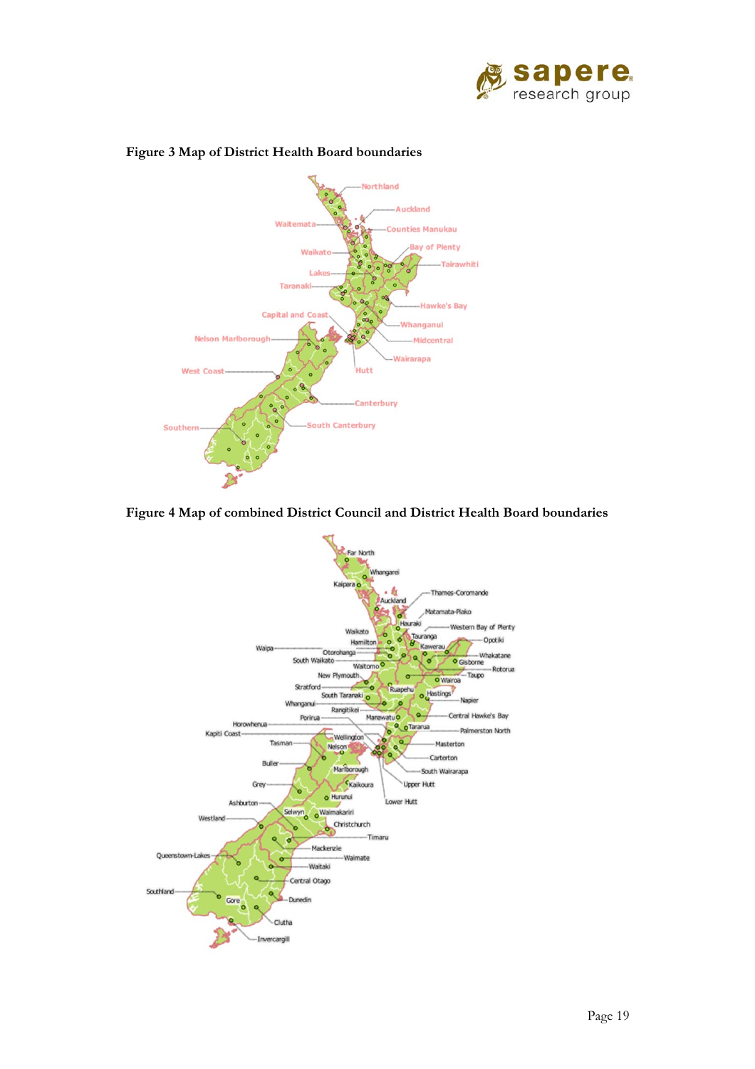**Figure 3 Map of District Health Board boundaries**

**Figure 4 Map of combined District Council and District Health Board boundaries**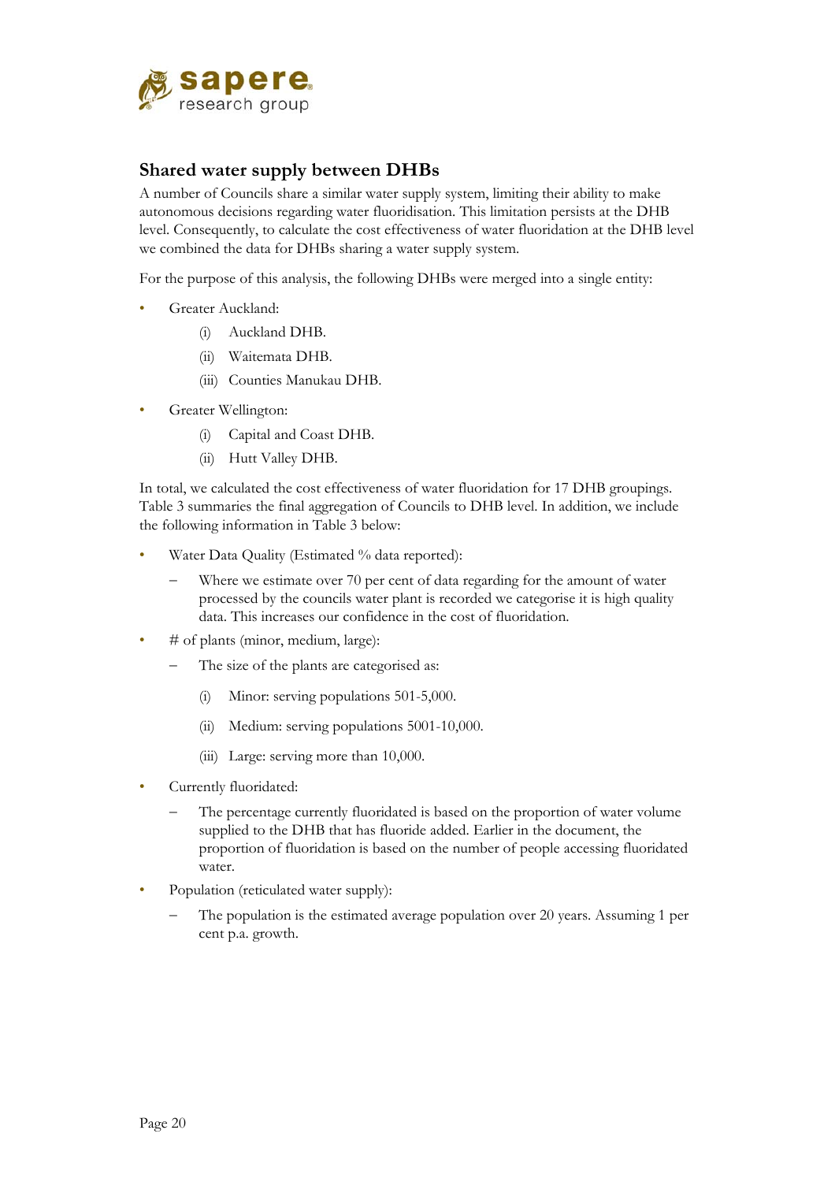## Shared water supply between DHBs

A number of Councils share a similar water supply system, limiting their ability to make autonomous decisions regarding water fluoridisation. This limitation persists at the DHB level. Consequently, to calculate the cost effectiveness of water fluoridation at the DHB level we combined the data for DHBs sharing a water supply system.

For the purpose of this analysis, the following DHBs were merged into a single entity:

- Greater Auckland:
  - (i) Auckland DHB.
  - (ii) Waitemata DHB.
  - (iii) Counties Manukau DHB.
- Greater Wellington:
  - (i) Capital and Coast DHB.
  - (ii) Hutt Valley DHB.

In total, we calculated the cost effectiveness of water fluoridation for 17 DHB groupings. Table 3 summaries the final aggregation of Councils to DHB level. In addition, we include the following information in Table 3 below:

- Water Data Quality (Estimated % data reported):
  - Where we estimate over 70 per cent of data regarding for the amount of water processed by the councils water plant is recorded we categorise it is high quality data. This increases our confidence in the cost of fluoridation.
- # of plants (minor, medium, large):
  - The size of the plants are categorised as:
    - (i) Minor: serving populations 501-5,000.
    - (ii) Medium: serving populations 5001-10,000.
    - (iii) Large: serving more than 10,000.
- Currently fluoridated:
  - The percentage currently fluoridated is based on the proportion of water volume supplied to the DHB that has fluoride added. Earlier in the document, the proportion of fluoridation is based on the number of people accessing fluoridated water.
- Population (reticulated water supply):
  - The population is the estimated average population over 20 years. Assuming 1 per cent p.a. growth.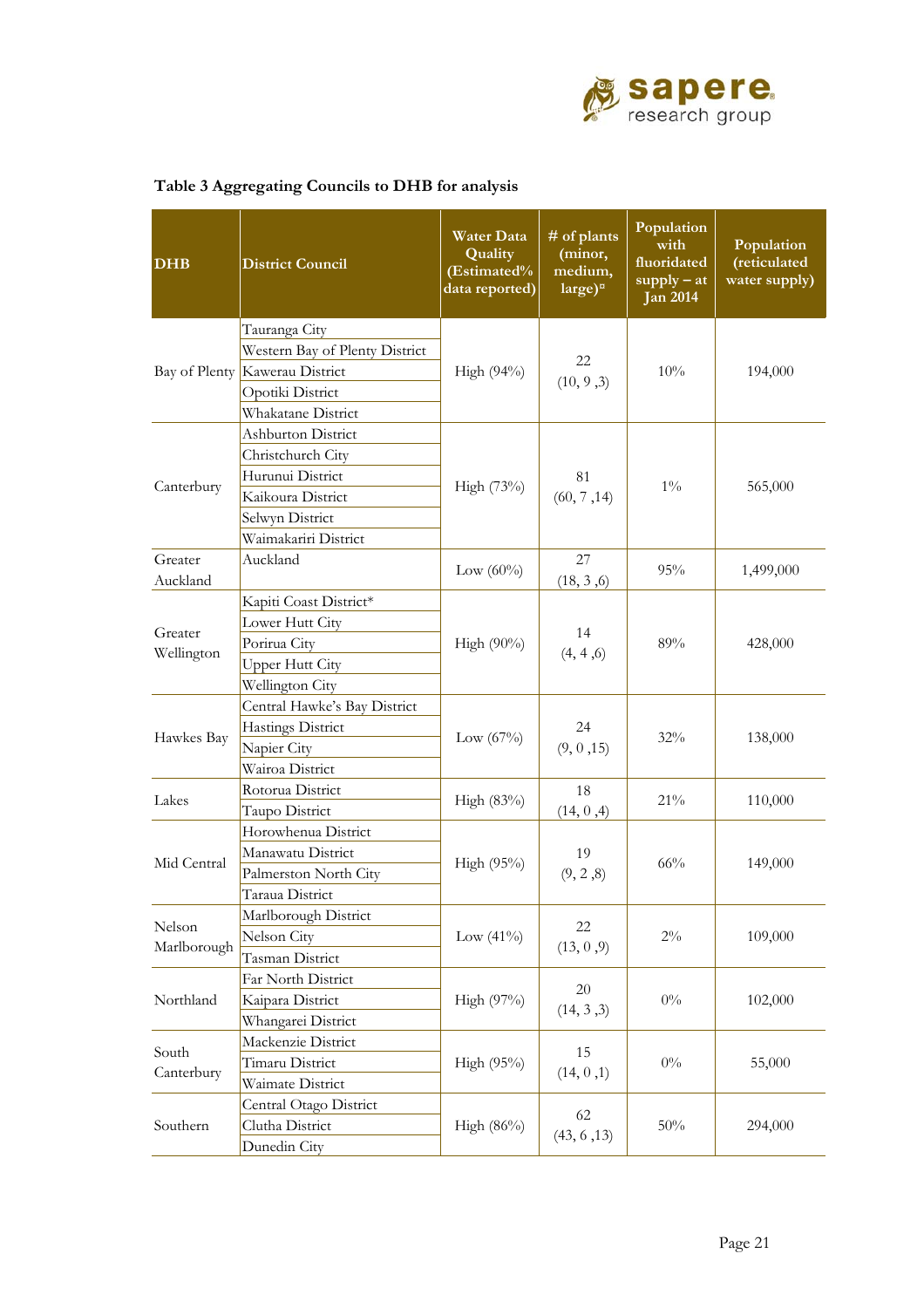**Table 3 Aggregating Councils to DHB for analysis**

| DHB | District Council | Water Data Quality (Estimated% data reported) | # of plants (minor, medium, large)¤ | Population with fluoridated supply – at Jan 2014 | Population (reticulated water supply) |
|---|---|---|---|---|---|
| Bay of Plenty | Tauranga City<br>Western Bay of Plenty District<br>Kawerau District<br>Opotiki District<br>Whakatane District | High (94%) | 22<br>(10, 9 ,3) | 10% | 194,000 |
| Canterbury | Ashburton District<br>Christchurch City<br>Hurunui District<br>Kaikoura District<br>Selwyn District<br>Waimakariri District | High (73%) | 81<br>(60, 7 ,14) | 1% | 565,000 |
| Greater Auckland | Auckland | Low (60%) | 27<br>(18, 3 ,6) | 95% | 1,499,000 |
| Greater Wellington | Kapiti Coast District*<br>Lower Hutt City<br>Porirua City<br>Upper Hutt City<br>Wellington City | High (90%) | 14<br>(4, 4 ,6) | 89% | 428,000 |
| Hawkes Bay | Central Hawke's Bay District<br>Hastings District<br>Napier City<br>Wairoa District | Low (67%) | 24<br>(9, 0 ,15) | 32% | 138,000 |
| Lakes | Rotorua District<br>Taupo District | High (83%) | 18<br>(14, 0 ,4) | 21% | 110,000 |
| Mid Central | Horowhenua District<br>Manawatu District<br>Palmerston North City<br>Taraua District | High (95%) | 19<br>(9, 2 ,8) | 66% | 149,000 |
| Nelson Marlborough | Marlborough District<br>Nelson City<br>Tasman District | Low (41%) | 22<br>(13, 0 ,9) | 2% | 109,000 |
| Northland | Far North District<br>Kaipara District<br>Whangarei District | High (97%) | 20<br>(14, 3 ,3) | 0% | 102,000 |
| South Canterbury | Mackenzie District<br>Timaru District<br>Waimate District | High (95%) | 15<br>(14, 0 ,1) | 0% | 55,000 |
| Southern | Central Otago District<br>Clutha District<br>Dunedin City | High (86%) | 62<br>(43, 6 ,13) | 50% | 294,000 |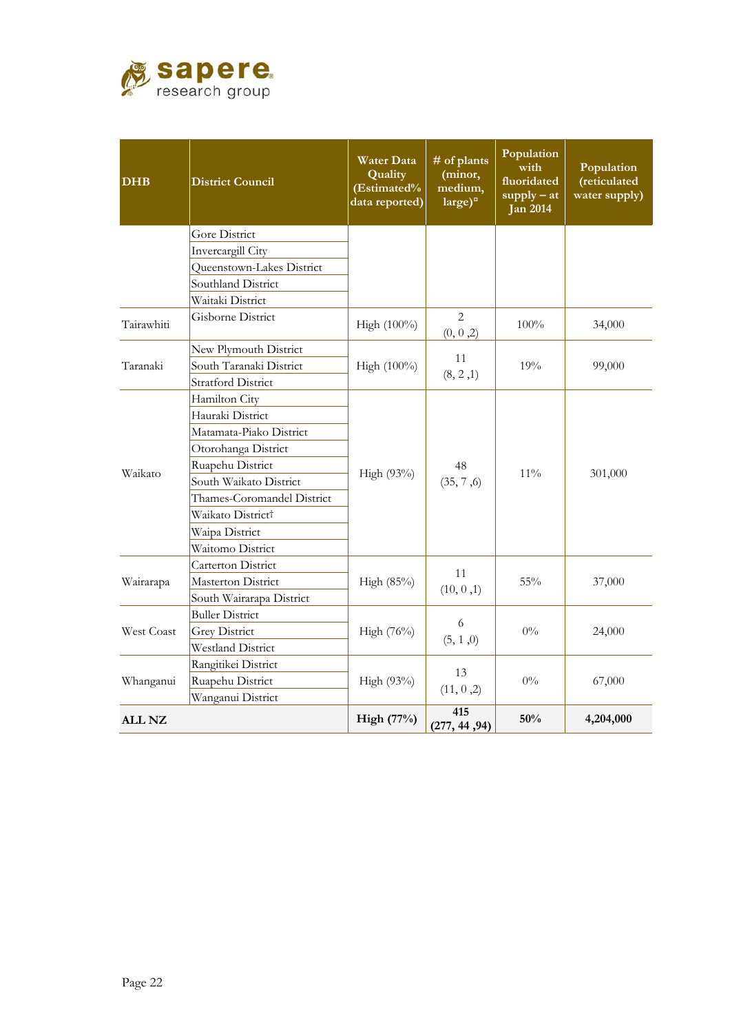| DHB | District Council | Water Data Quality (Estimated% data reported) | # of plants (minor, medium, large)¤ | Population with fluoridated supply – at Jan 2014 | Population (reticulated water supply) |
|---|---|---|---|---|---|
| | Gore District | | | | |
| | Invercargill City | | | | |
| | Queenstown-Lakes District | | | | |
| | Southland District | | | | |
| | Waitaki District | | | | |
| Tairawhiti | Gisborne District | High (100%) | 2 (0, 0 ,2) | 100% | 34,000 |
| Taranaki | New Plymouth District | High (100%) | 11 (8, 2 ,1) | 19% | 99,000 |
| | South Taranaki District | | | | |
| | Stratford District | | | | |
| Waikato | Hamilton City | High (93%) | 48 (35, 7 ,6) | 11% | 301,000 |
| | Hauraki District | | | | |
| | Matamata-Piako District | | | | |
| | Otorohanga District | | | | |
| | Ruapehu District | | | | |
| | South Waikato District | | | | |
| | Thames-Coromandel District | | | | |
| | Waikato District† | | | | |
| | Waipa District | | | | |
| | Waitomo District | | | | |
| Wairarapa | Carterton District | High (85%) | 11 (10, 0 ,1) | 55% | 37,000 |
| | Masterton District | | | | |
| | South Wairarapa District | | | | |
| West Coast | Buller District | High (76%) | 6 (5, 1 ,0) | 0% | 24,000 |
| | Grey District | | | | |
| | Westland District | | | | |
| Whanganui | Rangitikei District | High (93%) | 13 (11, 0 ,2) | 0% | 67,000 |
| | Ruapehu District | | | | |
| | Wanganui District | | | | |
| **ALL NZ** | | **High (77%)** | **415 (277, 44 ,94)** | **50%** | **4,204,000** |